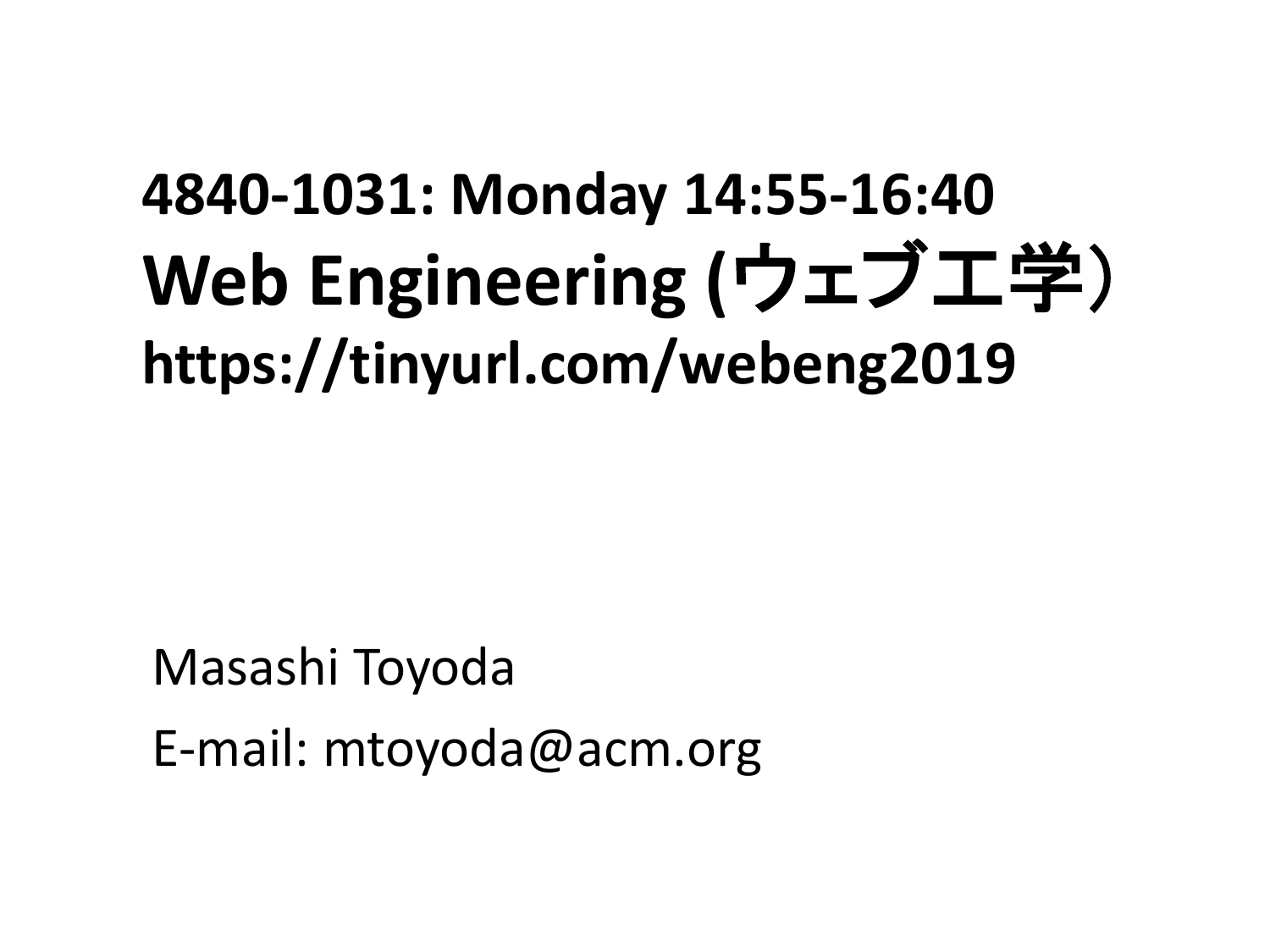# 4840-1031: Monday 14:55-16:40

# Web Engineering (ウェブ工学)

**https://tinyurl.com/webeng2019**

Masashi Toyoda

E-mail: mtoyoda@acm.org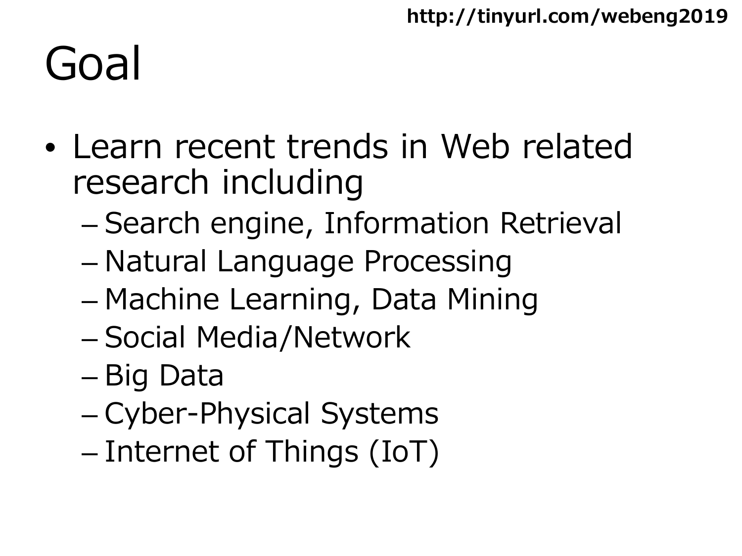# Goal

- Learn recent trends in Web related research including
  - Search engine, Information Retrieval
  - Natural Language Processing
  - Machine Learning, Data Mining
  - Social Media/Network
  - Big Data
  - Cyber-Physical Systems
  - Internet of Things (IoT)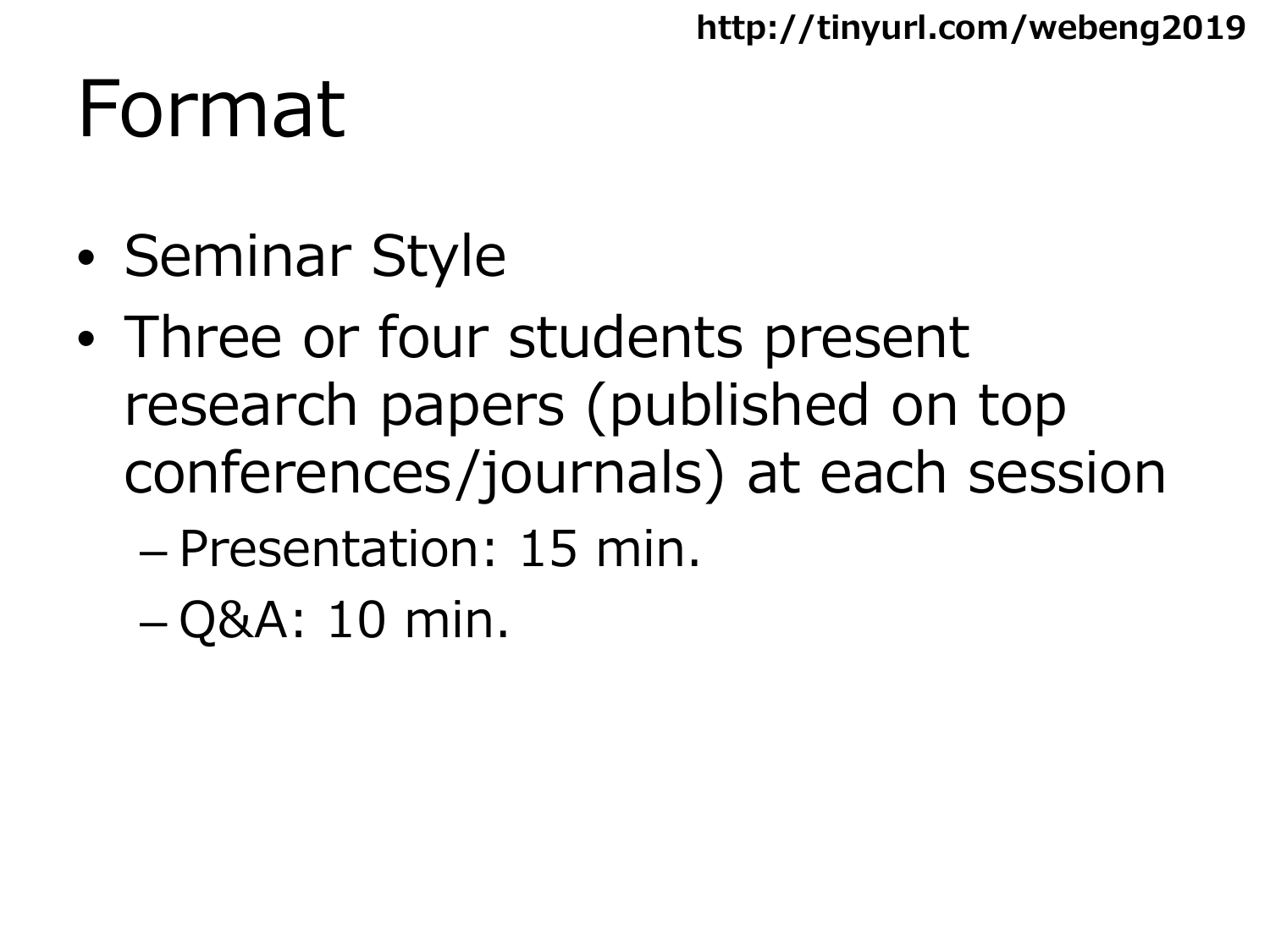# Format

- Seminar Style
- Three or four students present research papers (published on top conferences/journals) at each session
  - Presentation: 15 min.
  - Q&A: 10 min.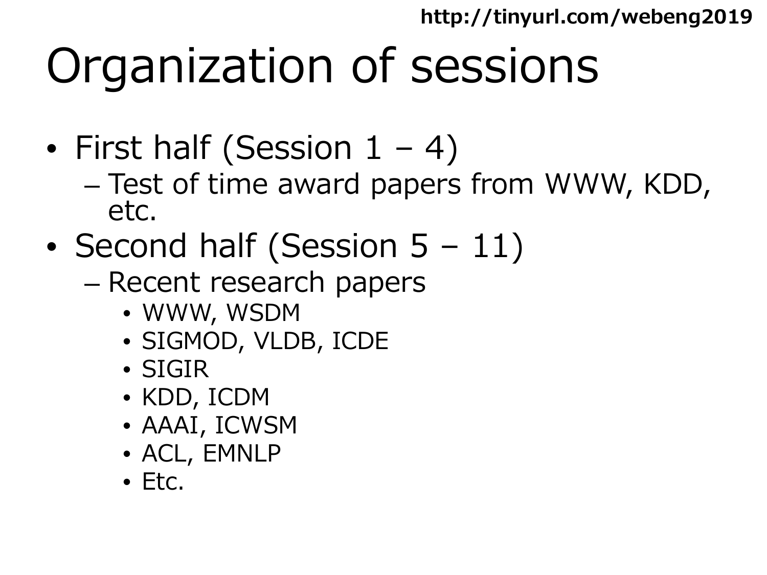# Organization of sessions

- First half (Session 1 – 4)
  - Test of time award papers from WWW, KDD, etc.
- Second half (Session 5 – 11)
  - Recent research papers
    - WWW, WSDM
    - SIGMOD, VLDB, ICDE
    - SIGIR
    - KDD, ICDM
    - AAAI, ICWSM
    - ACL, EMNLP
    - Etc.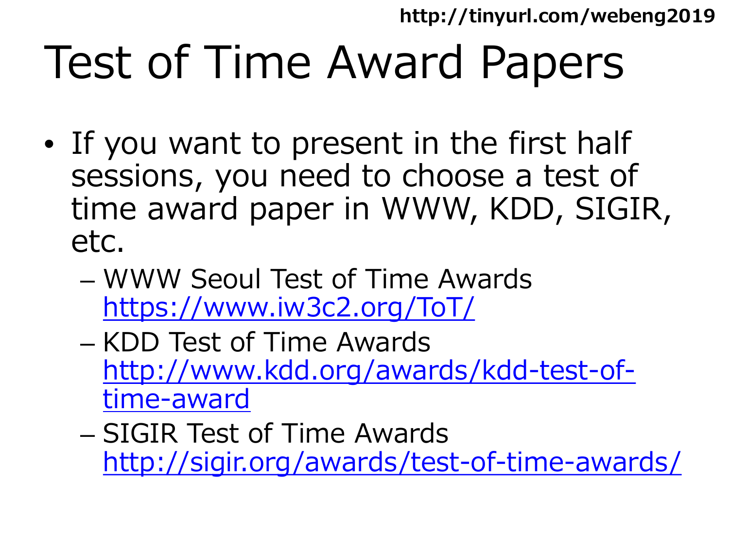# Test of Time Award Papers

- If you want to present in the first half sessions, you need to choose a test of time award paper in WWW, KDD, SIGIR, etc.
  - WWW Seoul Test of Time Awards https://www.iw3c2.org/ToT/
  - KDD Test of Time Awards http://www.kdd.org/awards/kdd-test-of-time-award
  - SIGIR Test of Time Awards http://sigir.org/awards/test-of-time-awards/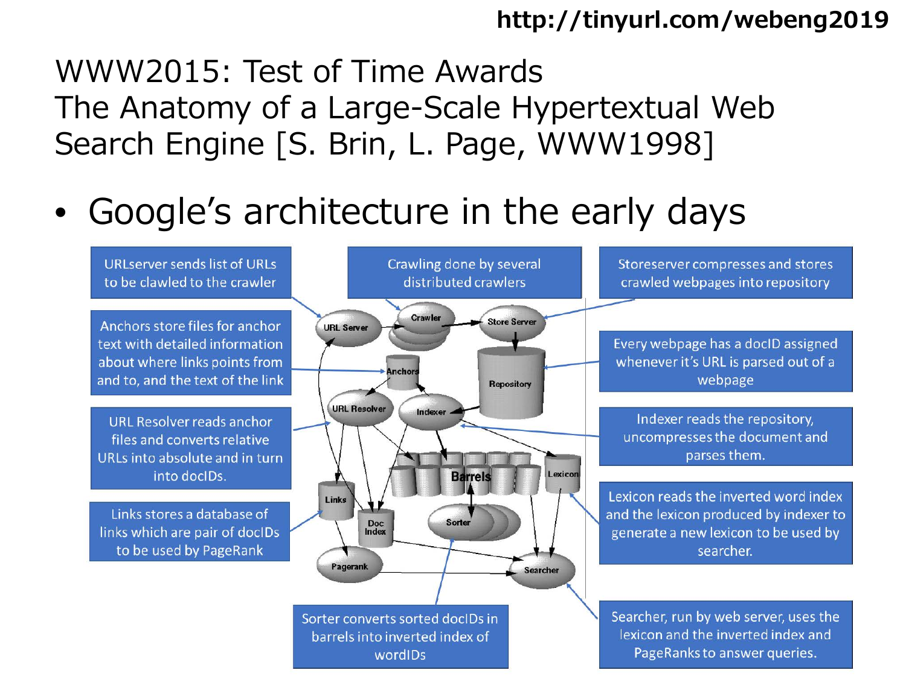http://tinyurl.com/webeng2019

# WWW2015: Test of Time Awards
# The Anatomy of a Large-Scale Hypertextual Web Search Engine [S. Brin, L. Page, WWW1998]

- Google's architecture in the early days

URLserver sends list of URLs to be clawled to the crawler

Crawling done by several distributed crawlers

Storeserver compresses and stores crawled webpages into repository

Anchors store files for anchor text with detailed information about where links points from and to, and the text of the link

Every webpage has a docID assigned whenever it's URL is parsed out of a webpage

URL Resolver reads anchor files and converts relative URLs into absolute and in turn into docIDs.

Indexer reads the repository, uncompresses the document and parses them.

Links stores a database of links which are pair of docIDs to be used by PageRank

Lexicon reads the inverted word index and the lexicon produced by indexer to generate a new lexicon to be used by searcher.

Sorter converts sorted docIDs in barrels into inverted index of wordIDs

Searcher, run by web server, uses the lexicon and the inverted index and PageRanks to answer queries.

URL Server, Crawler, Store Server, Anchors, Repository, URL Resolver, Indexer, Barrels, Lexicon, Links, Doc Index, Sorter, Pagerank, Searcher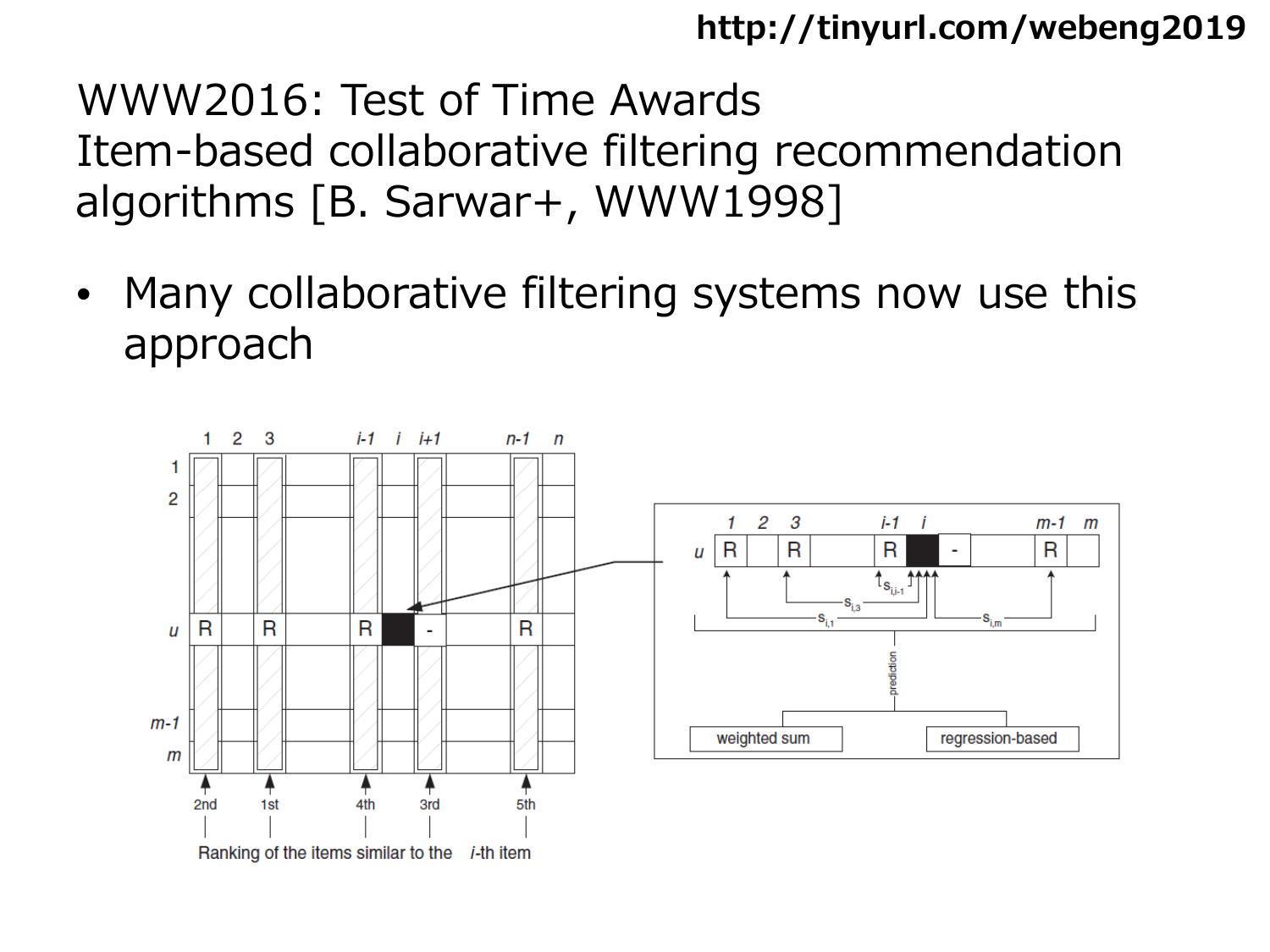# WWW2016: Test of Time Awards Item-based collaborative filtering recommendation algorithms [B. Sarwar+, WWW1998]

- Many collaborative filtering systems now use this approach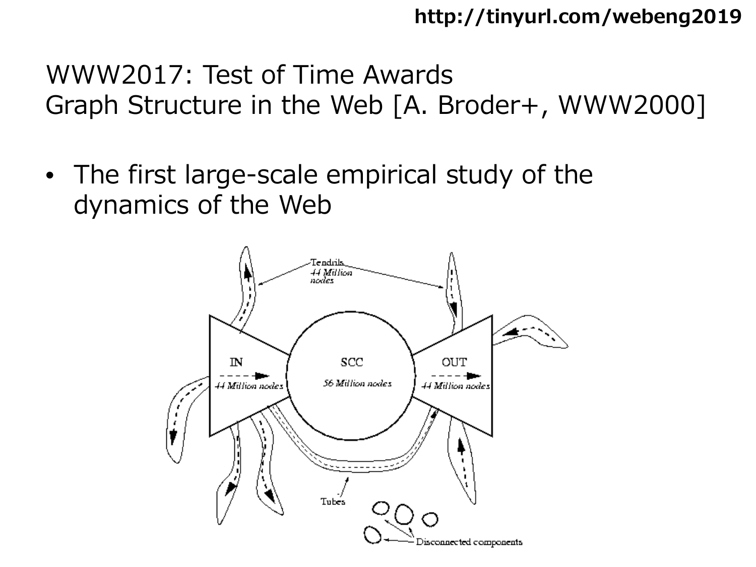WWW2017: Test of Time Awards
Graph Structure in the Web [A. Broder+, WWW2000]

- The first large-scale empirical study of the dynamics of the Web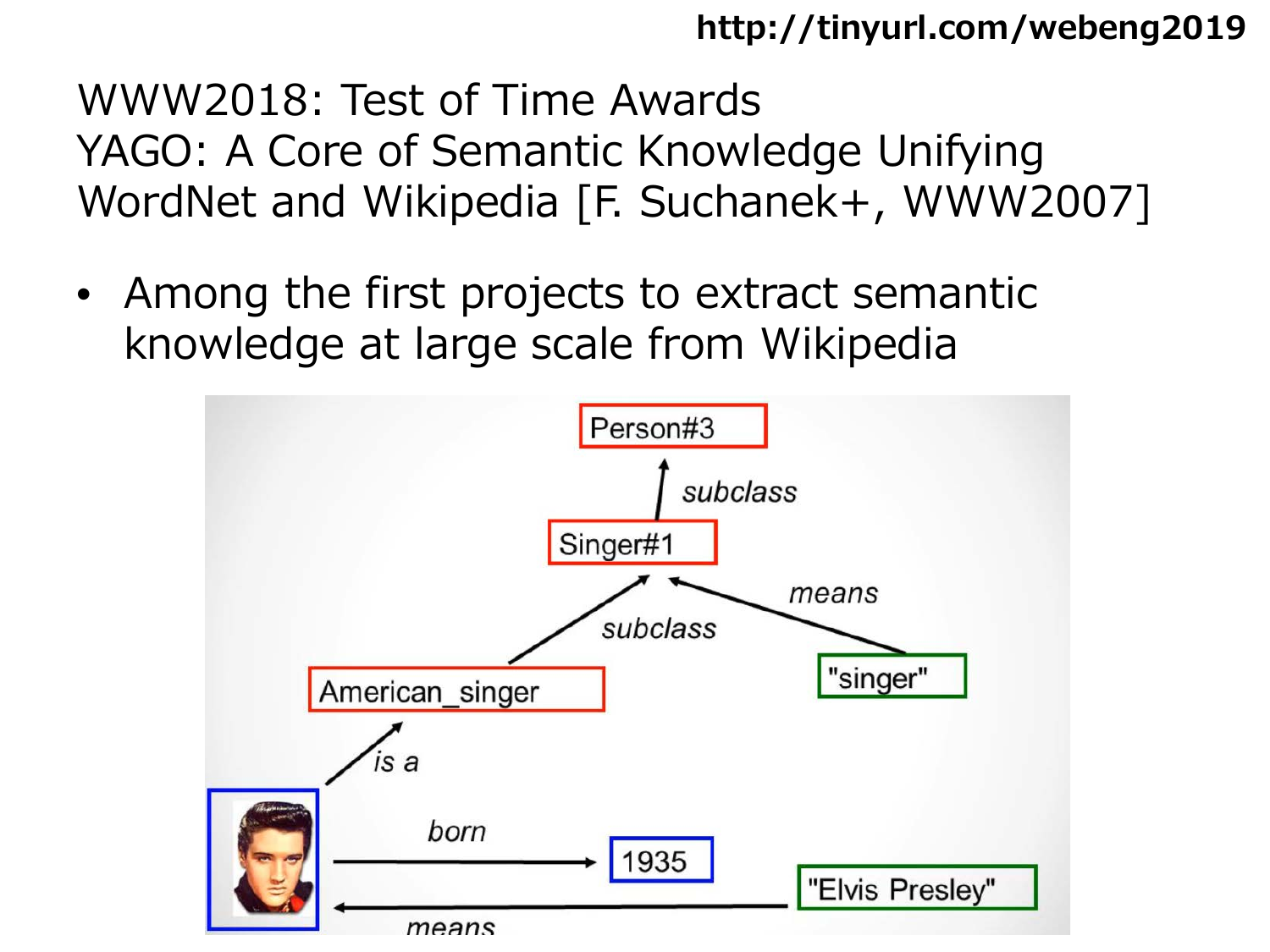# WWW2018: Test of Time Awards
# YAGO: A Core of Semantic Knowledge Unifying WordNet and Wikipedia [F. Suchanek+, WWW2007]

- Among the first projects to extract semantic knowledge at large scale from Wikipedia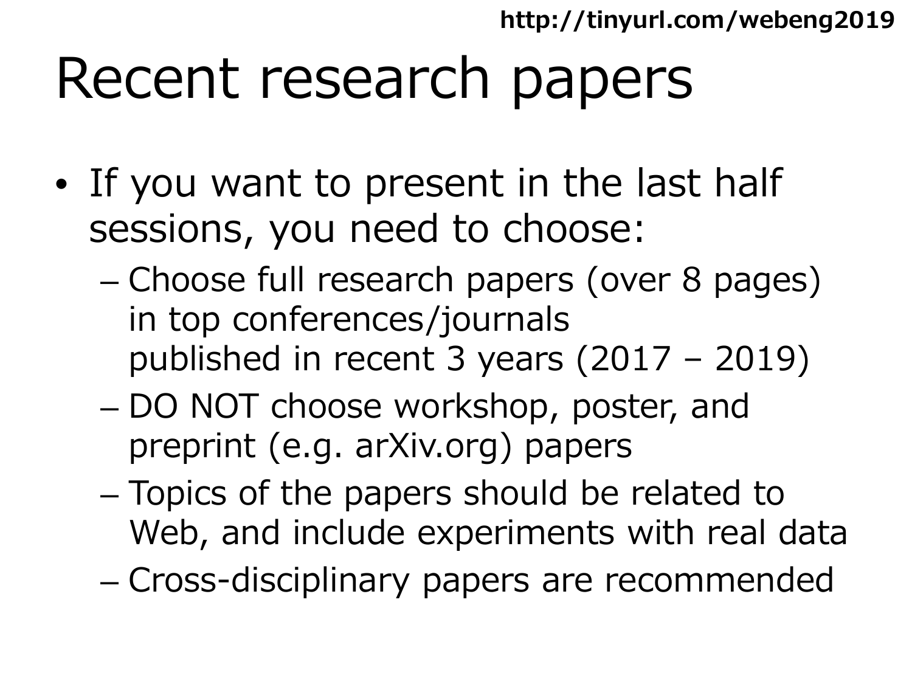# Recent research papers

- If you want to present in the last half sessions, you need to choose:
  - Choose full research papers (over 8 pages) in top conferences/journals published in recent 3 years (2017 – 2019)
  - DO NOT choose workshop, poster, and preprint (e.g. arXiv.org) papers
  - Topics of the papers should be related to Web, and include experiments with real data
  - Cross-disciplinary papers are recommended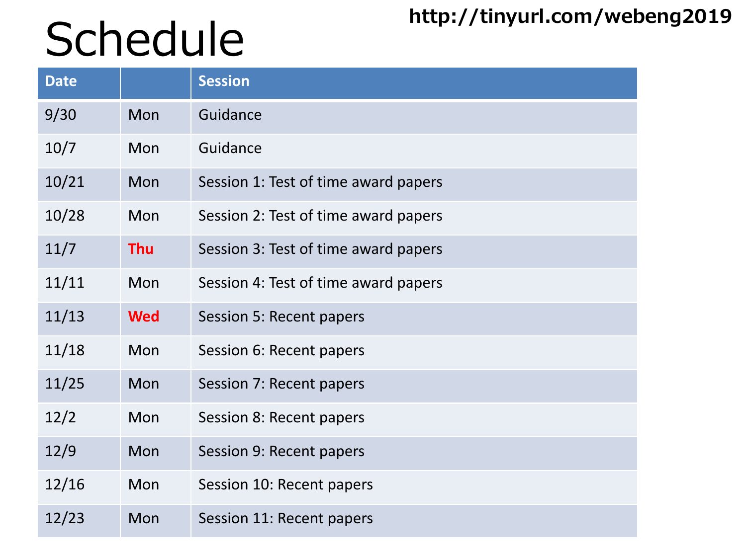# Schedule

http://tinyurl.com/webeng2019

| Date | | Session |
|---|---|---|
| 9/30 | Mon | Guidance |
| 10/7 | Mon | Guidance |
| 10/21 | Mon | Session 1: Test of time award papers |
| 10/28 | Mon | Session 2: Test of time award papers |
| 11/7 | **Thu** | Session 3: Test of time award papers |
| 11/11 | Mon | Session 4: Test of time award papers |
| 11/13 | **Wed** | Session 5: Recent papers |
| 11/18 | Mon | Session 6: Recent papers |
| 11/25 | Mon | Session 7: Recent papers |
| 12/2 | Mon | Session 8: Recent papers |
| 12/9 | Mon | Session 9: Recent papers |
| 12/16 | Mon | Session 10: Recent papers |
| 12/23 | Mon | Session 11: Recent papers |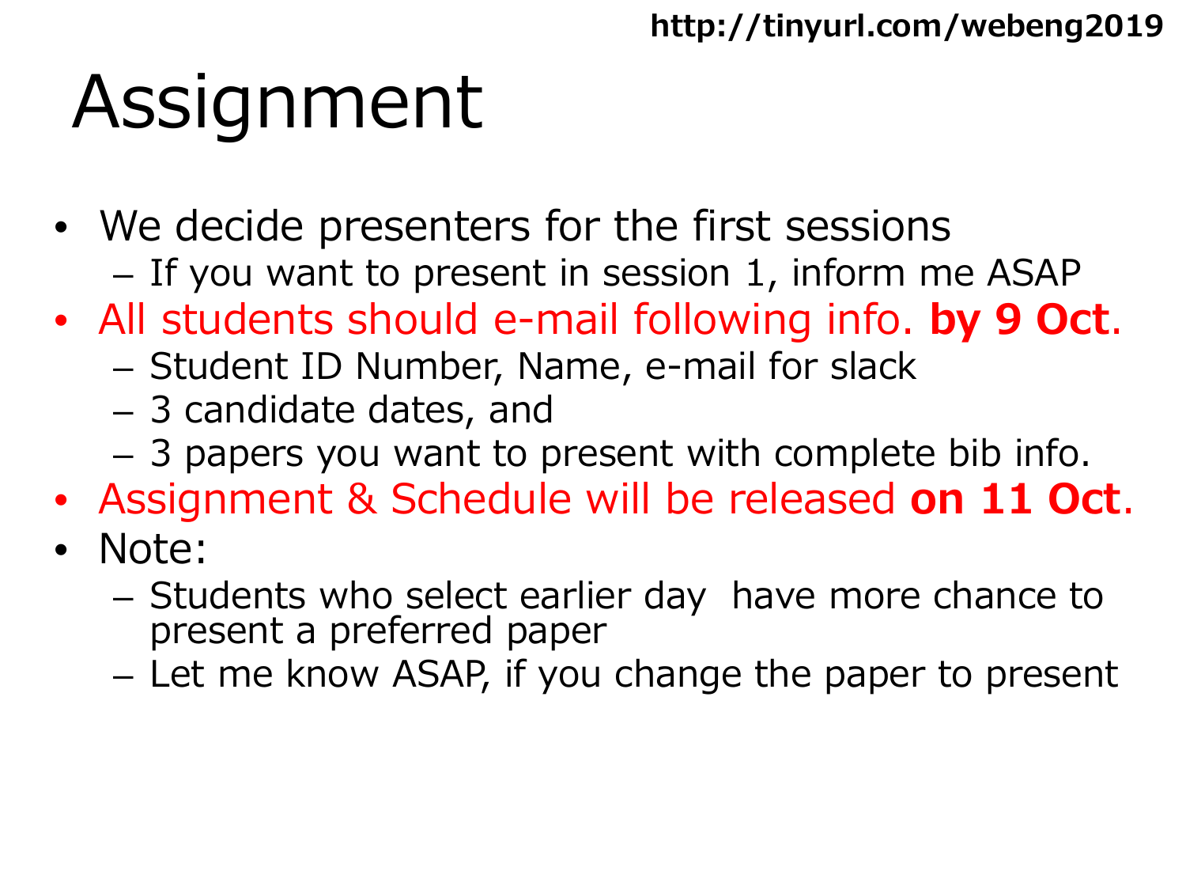http://tinyurl.com/webeng2019

# Assignment

- We decide presenters for the first sessions
  - If you want to present in session 1, inform me ASAP
- All students should e-mail following info. **by 9 Oct**.
  - Student ID Number, Name, e-mail for slack
  - 3 candidate dates, and
  - 3 papers you want to present with complete bib info.
- Assignment & Schedule will be released **on 11 Oct**.
- Note:
  - Students who select earlier day have more chance to present a preferred paper
  - Let me know ASAP, if you change the paper to present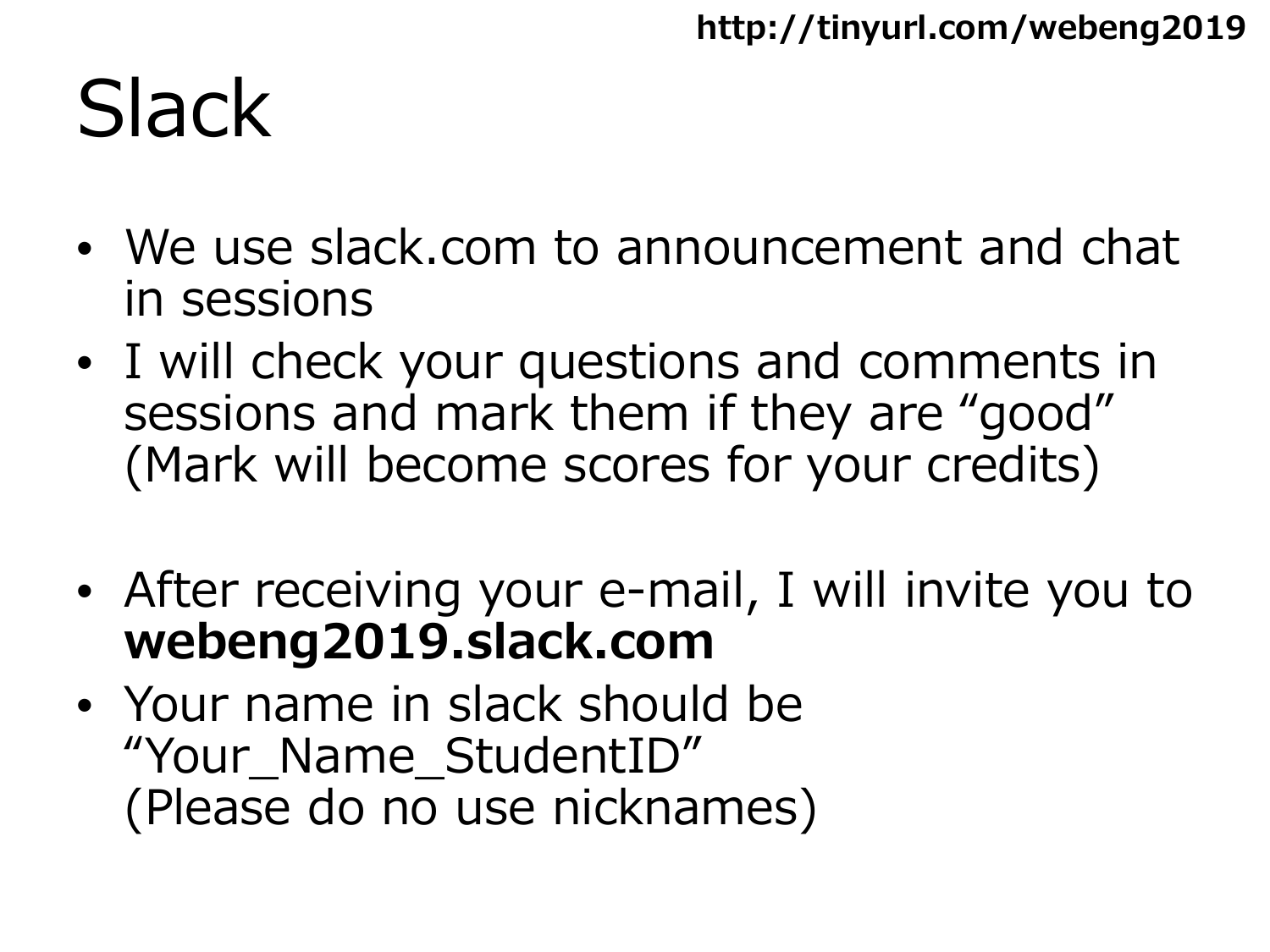# Slack

- We use slack.com to announcement and chat in sessions
- I will check your questions and comments in sessions and mark them if they are "good" (Mark will become scores for your credits)

- After receiving your e-mail, I will invite you to **webeng2019.slack.com**
- Your name in slack should be "Your_Name_StudentID" (Please do no use nicknames)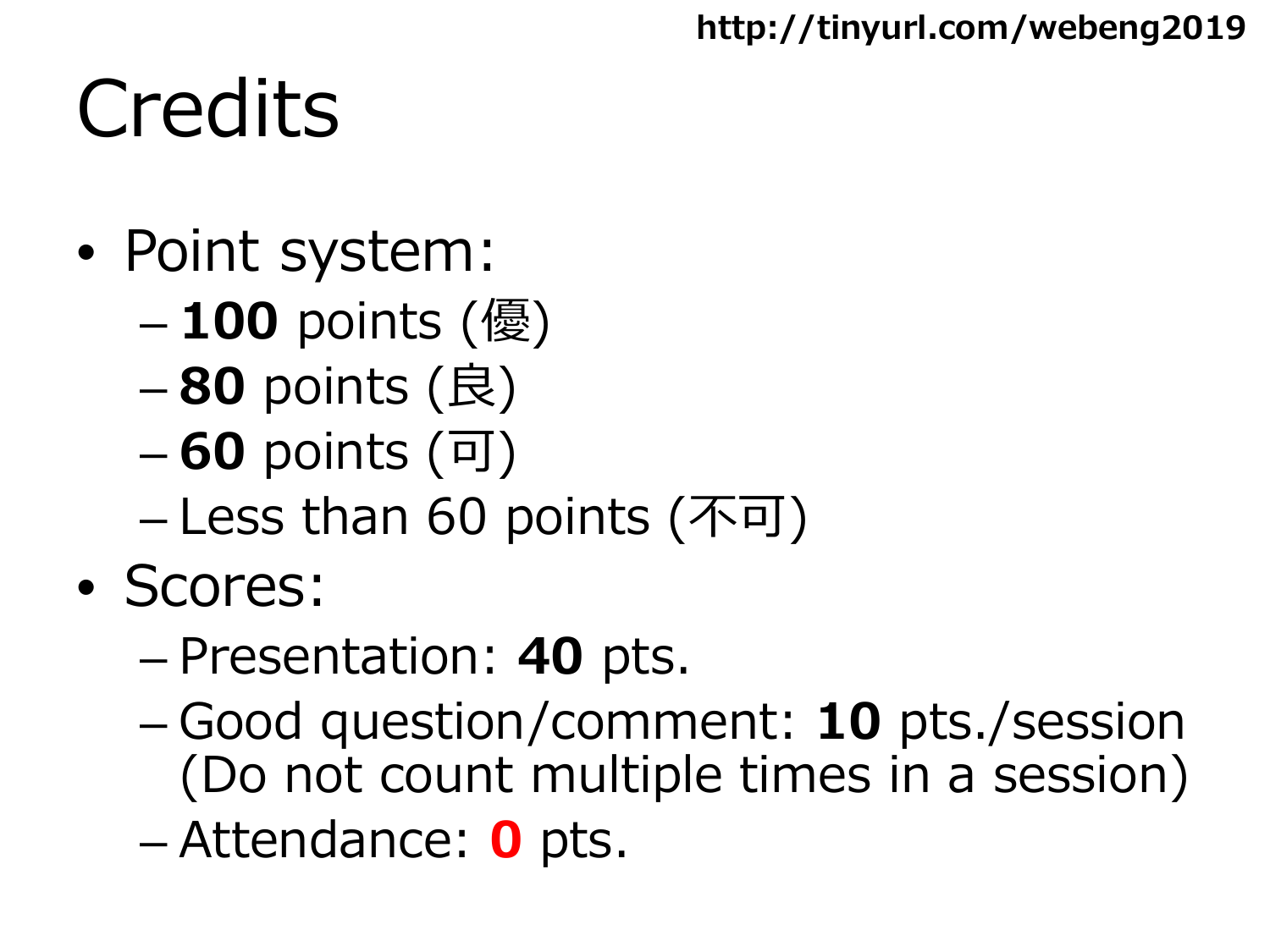http://tinyurl.com/webeng2019

# Credits

- Point system:
  - **100** points (優)
  - **80** points (良)
  - **60** points (可)
  - Less than 60 points (不可)
- Scores:
  - Presentation: **40** pts.
  - Good question/comment: **10** pts./session (Do not count multiple times in a session)
  - Attendance: **0** pts.